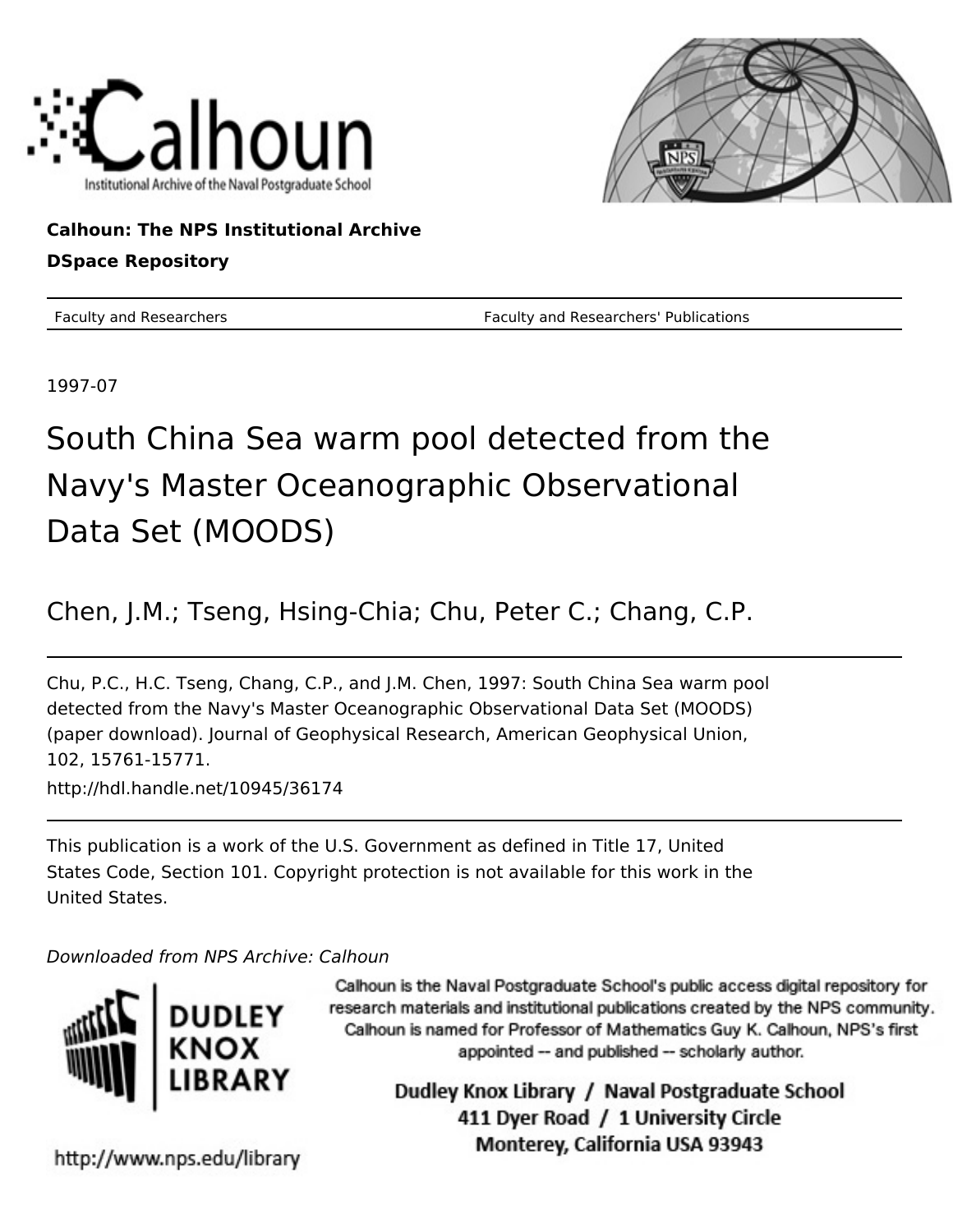Calhoun: The NPS Institutional Archive

DSpace Repository

Faculty and Researchers | Faculty and Researchers' Publications

1997-07

# South China Sea warm pool detected from the Navy's Master Oceanographic Observational Data Set (MOODS)

Chen, J.M.; Tseng, Hsing-Chia; Chu, Peter C.; Chang, C.P.

Chu, P.C., H.C. Tseng, Chang, C.P., and J.M. Chen, 1997: South China Sea warm pool detected from the Navy's Master Oceanographic Observational Data Set (MOODS) (paper download). Journal of Geophysical Research, American Geophysical Union, 102, 15761-15771.

http://hdl.handle.net/10945/36174

This publication is a work of the U.S. Government as defined in Title 17, United States Code, Section 101. Copyright protection is not available for this work in the United States.

*Downloaded from NPS Archive: Calhoun*

Calhoun is the Naval Postgraduate School's public access digital repository for research materials and institutional publications created by the NPS community. Calhoun is named for Professor of Mathematics Guy K. Calhoun, NPS's first appointed -- and published -- scholarly author.

Dudley Knox Library / Naval Postgraduate School
411 Dyer Road / 1 University Circle
Monterey, California USA 93943

http://www.nps.edu/library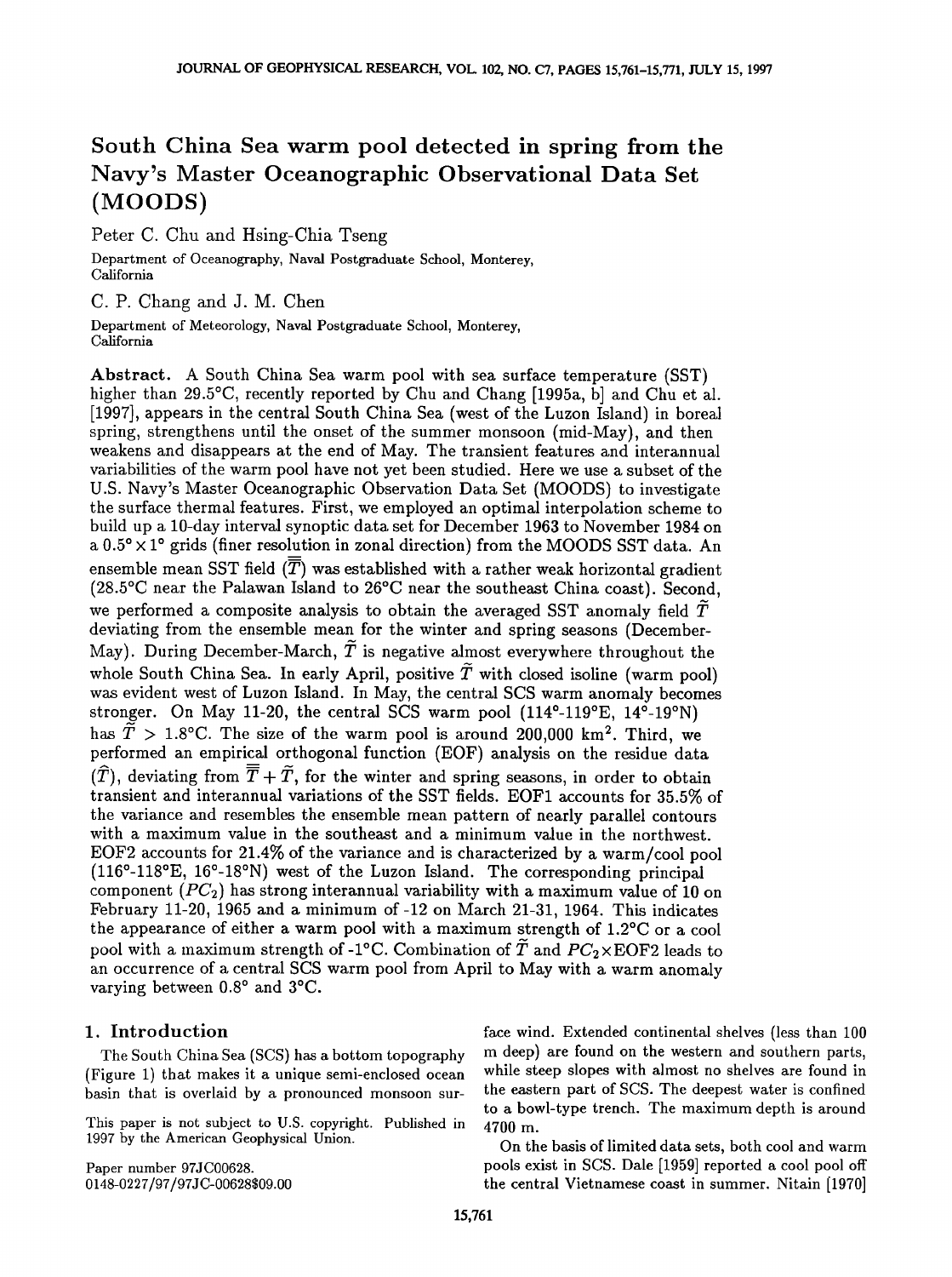# South China Sea warm pool detected in spring from the Navy's Master Oceanographic Observational Data Set (MOODS)

Peter C. Chu and Hsing-Chia Tseng

Department of Oceanography, Naval Postgraduate School, Monterey, California

C. P. Chang and J. M. Chen

Department of Meteorology, Naval Postgraduate School, Monterey, California

**Abstract.** A South China Sea warm pool with sea surface temperature (SST) higher than 29.5°C, recently reported by Chu and Chang [1995a, b] and Chu et al. [1997], appears in the central South China Sea (west of the Luzon Island) in boreal spring, strengthens until the onset of the summer monsoon (mid-May), and then weakens and disappears at the end of May. The transient features and interannual variabilities of the warm pool have not yet been studied. Here we use a subset of the U.S. Navy's Master Oceanographic Observation Data Set (MOODS) to investigate the surface thermal features. First, we employed an optimal interpolation scheme to build up a 10-day interval synoptic data set for December 1963 to November 1984 on a $0.5° \times 1°$ grids (finer resolution in zonal direction) from the MOODS SST data. An ensemble mean SST field ($\overline{\overline{T}}$) was established with a rather weak horizontal gradient (28.5°C near the Palawan Island to 26°C near the southeast China coast). Second, we performed a composite analysis to obtain the averaged SST anomaly field $\widetilde{T}$ deviating from the ensemble mean for the winter and spring seasons (December-May). During December-March, $\widetilde{T}$ is negative almost everywhere throughout the whole South China Sea. In early April, positive $\widetilde{T}$ with closed isoline (warm pool) was evident west of Luzon Island. In May, the central SCS warm anomaly becomes stronger. On May 11-20, the central SCS warm pool (114°-119°E, 14°-19°N) has $\widetilde{T} > 1.8°$C. The size of the warm pool is around 200,000 km². Third, we performed an empirical orthogonal function (EOF) analysis on the residue data ($\hat{T}$), deviating from $\overline{\overline{T}} + \widetilde{T}$, for the winter and spring seasons, in order to obtain transient and interannual variations of the SST fields. EOF1 accounts for 35.5% of the variance and resembles the ensemble mean pattern of nearly parallel contours with a maximum value in the southeast and a minimum value in the northwest. EOF2 accounts for 21.4% of the variance and is characterized by a warm/cool pool (116°-118°E, 16°-18°N) west of the Luzon Island. The corresponding principal component ($PC_2$) has strong interannual variability with a maximum value of 10 on February 11-20, 1965 and a minimum of -12 on March 21-31, 1964. This indicates the appearance of either a warm pool with a maximum strength of 1.2°C or a cool pool with a maximum strength of -1°C. Combination of $\widetilde{T}$ and $PC_2 \times$EOF2 leads to an occurrence of a central SCS warm pool from April to May with a warm anomaly varying between 0.8° and 3°C.

## 1. Introduction

The South China Sea (SCS) has a bottom topography (Figure 1) that makes it a unique semi-enclosed ocean basin that is overlaid by a pronounced monsoon surface wind. Extended continental shelves (less than 100 m deep) are found on the western and southern parts, while steep slopes with almost no shelves are found in the eastern part of SCS. The deepest water is confined to a bowl-type trench. The maximum depth is around 4700 m.

On the basis of limited data sets, both cool and warm pools exist in SCS. Dale [1959] reported a cool pool off the central Vietnamese coast in summer. Nitain [1970]

This paper is not subject to U.S. copyright. Published in 1997 by the American Geophysical Union.

Paper number 97JC00628.
0148-0227/97/97JC-00628$09.00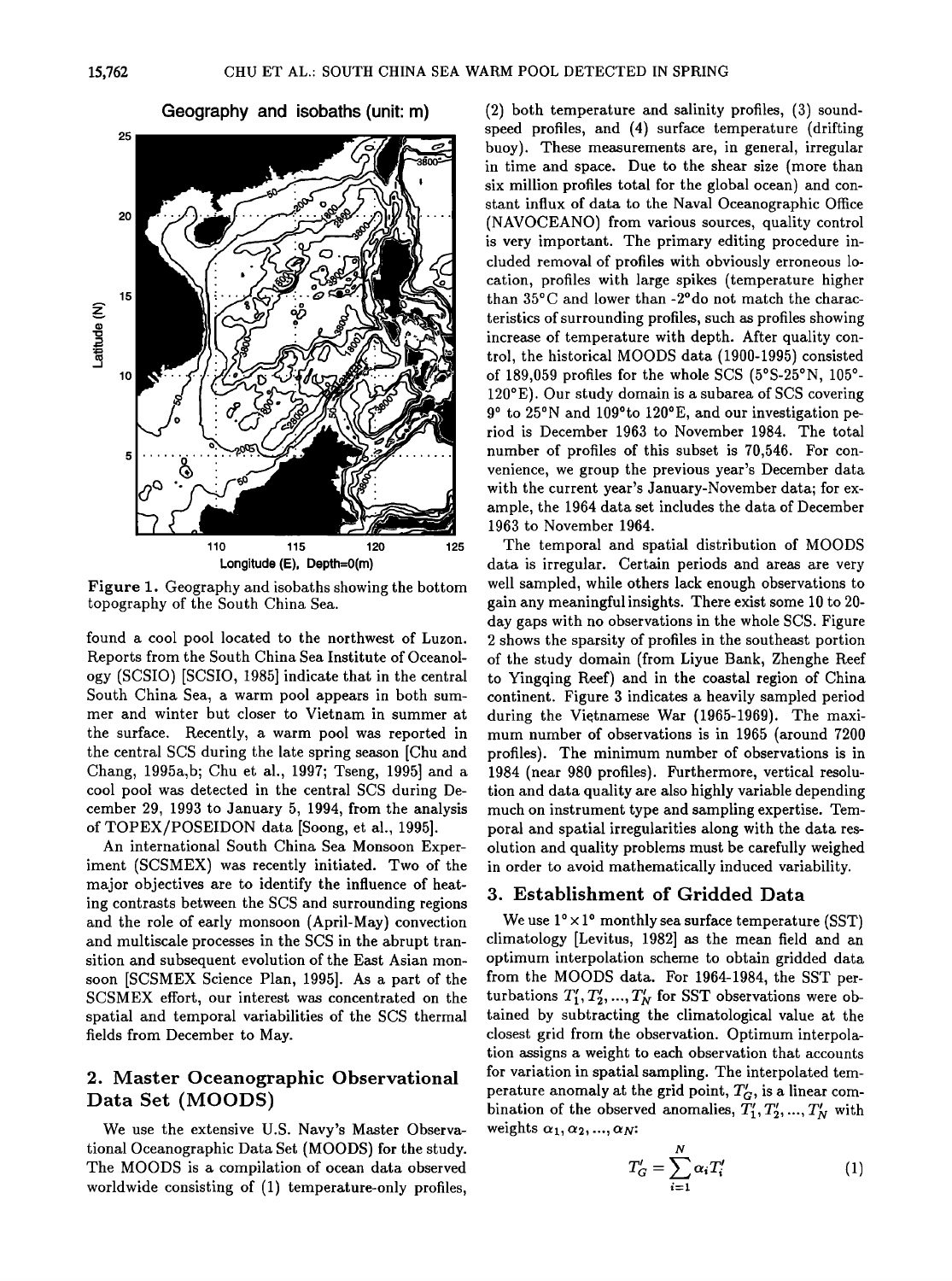Figure 1. Geography and isobaths showing the bottom topography of the South China Sea.

found a cool pool located to the northwest of Luzon. Reports from the South China Sea Institute of Oceanology (SCSIO) [SCSIO, 1985] indicate that in the central South China Sea, a warm pool appears in both summer and winter but closer to Vietnam in summer at the surface. Recently, a warm pool was reported in the central SCS during the late spring season [Chu and Chang, 1995a,b; Chu et al., 1997; Tseng, 1995] and a cool pool was detected in the central SCS during December 29, 1993 to January 5, 1994, from the analysis of TOPEX/POSEIDON data [Soong, et al., 1995].

An international South China Sea Monsoon Experiment (SCSMEX) was recently initiated. Two of the major objectives are to identify the influence of heating contrasts between the SCS and surrounding regions and the role of early monsoon (April-May) convection and multiscale processes in the SCS in the abrupt transition and subsequent evolution of the East Asian monsoon [SCSMEX Science Plan, 1995]. As a part of the SCSMEX effort, our interest was concentrated on the spatial and temporal variabilities of the SCS thermal fields from December to May.

## 2. Master Oceanographic Observational Data Set (MOODS)

We use the extensive U.S. Navy's Master Observational Oceanographic Data Set (MOODS) for the study. The MOODS is a compilation of ocean data observed worldwide consisting of (1) temperature-only profiles, (2) both temperature and salinity profiles, (3) sound-speed profiles, and (4) surface temperature (drifting buoy). These measurements are, in general, irregular in time and space. Due to the shear size (more than six million profiles total for the global ocean) and constant influx of data to the Naval Oceanographic Office (NAVOCEANO) from various sources, quality control is very important. The primary editing procedure included removal of profiles with obviously erroneous location, profiles with large spikes (temperature higher than 35°C and lower than -2°do not match the characteristics of surrounding profiles, such as profiles showing increase of temperature with depth. After quality control, the historical MOODS data (1900-1995) consisted of 189,059 profiles for the whole SCS (5°S-25°N, 105°-120°E). Our study domain is a subarea of SCS covering 9° to 25°N and 109°to 120°E, and our investigation period is December 1963 to November 1984. The total number of profiles of this subset is 70,546. For convenience, we group the previous year's December data with the current year's January-November data; for example, the 1964 data set includes the data of December 1963 to November 1964.

The temporal and spatial distribution of MOODS data is irregular. Certain periods and areas are very well sampled, while others lack enough observations to gain any meaningful insights. There exist some 10 to 20-day gaps with no observations in the whole SCS. Figure 2 shows the sparsity of profiles in the southeast portion of the study domain (from Liyue Bank, Zhenghe Reef to Yingqing Reef) and in the coastal region of China continent. Figure 3 indicates a heavily sampled period during the Vietnamese War (1965-1969). The maximum number of observations is in 1965 (around 7200 profiles). The minimum number of observations is in 1984 (near 980 profiles). Furthermore, vertical resolution and data quality are also highly variable depending much on instrument type and sampling expertise. Temporal and spatial irregularities along with the data resolution and quality problems must be carefully weighed in order to avoid mathematically induced variability.

## 3. Establishment of Gridded Data

We use 1° × 1° monthly sea surface temperature (SST) climatology [Levitus, 1982] as the mean field and an optimum interpolation scheme to obtain gridded data from the MOODS data. For 1964-1984, the SST perturbations $T'_1, T'_2, ..., T'_N$ for SST observations were obtained by subtracting the climatological value at the closest grid from the observation. Optimum interpolation assigns a weight to each observation that accounts for variation in spatial sampling. The interpolated temperature anomaly at the grid point, $T'_G$, is a linear combination of the observed anomalies, $T'_1, T'_2, ..., T'_N$ with weights $\alpha_1, \alpha_2, ..., \alpha_N$:

$$T'_G = \sum_{i=1}^{N} \alpha_i T'_i \qquad (1)$$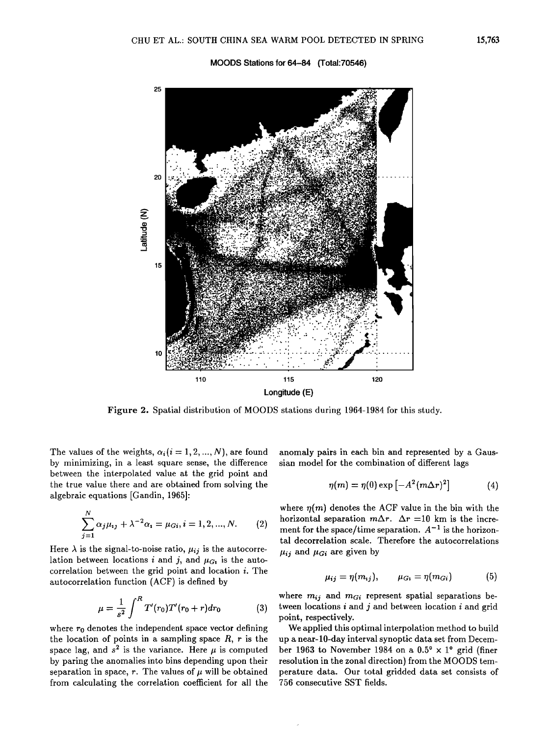**Figure 2.** Spatial distribution of MOODS stations during 1964-1984 for this study.

The values of the weights, $\alpha_i (i = 1, 2, ..., N)$, are found by minimizing, in a least square sense, the difference between the interpolated value at the grid point and the true value there and are obtained from solving the algebraic equations [Gandin, 1965]:

$$\sum_{j=1}^{N} \alpha_j \mu_{ij} + \lambda^{-2} \alpha_i = \mu_{Gi}, i = 1, 2, ..., N. \quad (2)$$

Here $\lambda$ is the signal-to-noise ratio, $\mu_{ij}$ is the autocorrelation between locations $i$ and $j$, and $\mu_{Gi}$ is the autocorrelation between the grid point and location $i$. The autocorrelation function (ACF) is defined by

$$\mu = \frac{1}{s^2} \int^{R} T'(r_0) T'(r_0 + r) dr_0 \quad (3)$$

where $r_0$ denotes the independent space vector defining the location of points in a sampling space $R$, $r$ is the space lag, and $s^2$ is the variance. Here $\mu$ is computed by paring the anomalies into bins depending upon their separation in space, $r$. The values of $\mu$ will be obtained from calculating the correlation coefficient for all the anomaly pairs in each bin and represented by a Gaussian model for the combination of different lags

$$\eta(m) = \eta(0) \exp\left[-A^2 (m \Delta r)^2\right] \quad (4)$$

where $\eta(m)$ denotes the ACF value in the bin with the horizontal separation $m\Delta r$. $\Delta r$ =10 km is the increment for the space/time separation. $A^{-1}$ is the horizontal decorrelation scale. Therefore the autocorrelations $\mu_{ij}$ and $\mu_{Gi}$ are given by

$$\mu_{ij} = \eta(m_{ij}), \qquad \mu_{Gi} = \eta(m_{Gi}) \quad (5)$$

where $m_{ij}$ and $m_{Gi}$ represent spatial separations between locations $i$ and $j$ and between location $i$ and grid point, respectively.

We applied this optimal interpolation method to build up a near-10-day interval synoptic data set from December 1963 to November 1984 on a 0.5° × 1° grid (finer resolution in the zonal direction) from the MOODS temperature data. Our total gridded data set consists of 756 consecutive SST fields.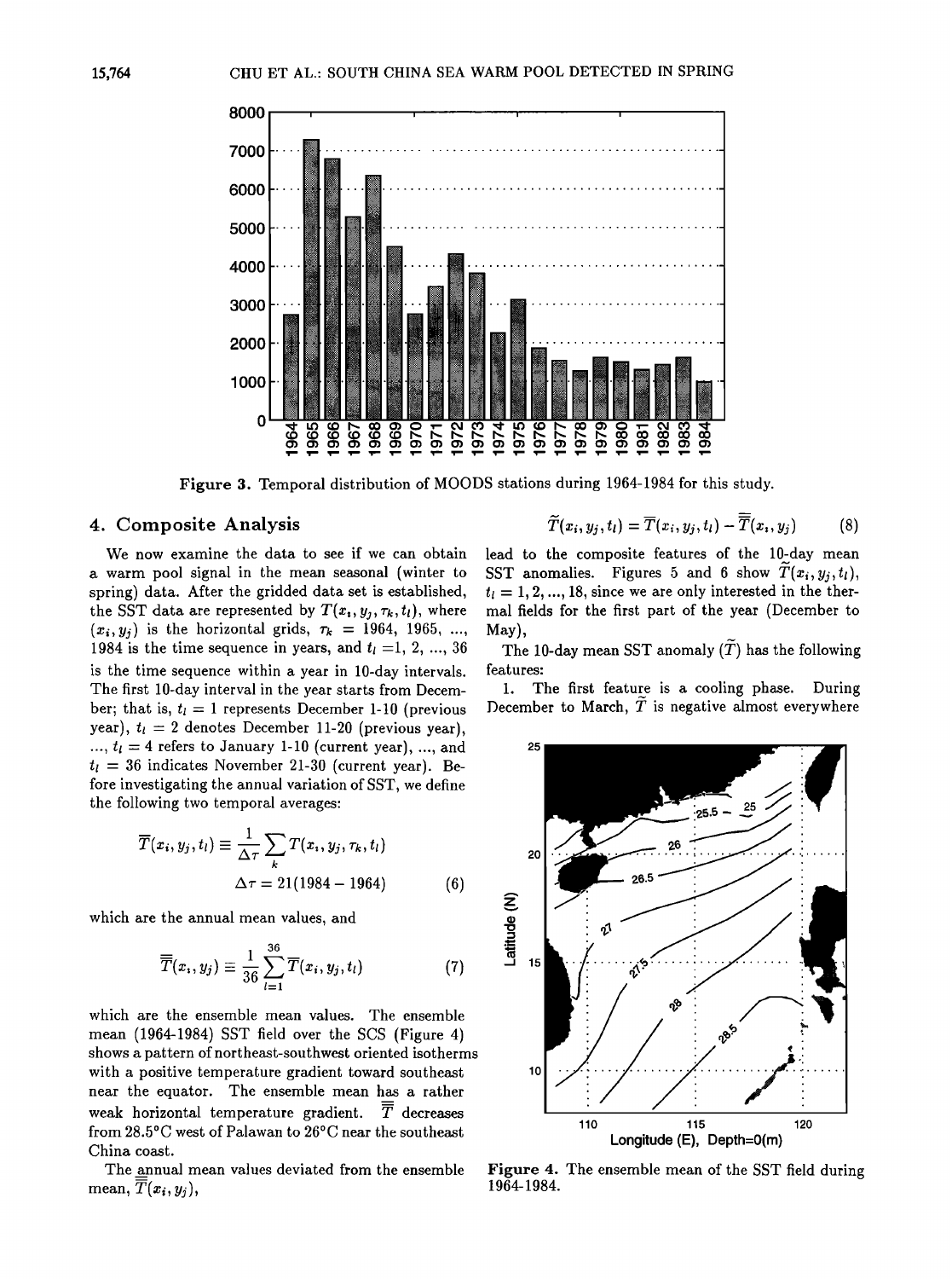Figure 3. Temporal distribution of MOODS stations during 1964-1984 for this study.

## 4. Composite Analysis

We now examine the data to see if we can obtain a warm pool signal in the mean seasonal (winter to spring) data. After the gridded data set is established, the SST data are represented by $T(x_i, y_j, \tau_k, t_l)$, where $(x_i, y_j)$ is the horizontal grids, $\tau_k$ = 1964, 1965, ..., 1984 is the time sequence in years, and $t_l$ =1, 2, ..., 36 is the time sequence within a year in 10-day intervals. The first 10-day interval in the year starts from December; that is, $t_l = 1$ represents December 1-10 (previous year), $t_l = 2$ denotes December 11-20 (previous year), ..., $t_l = 4$ refers to January 1-10 (current year), ..., and $t_l = 36$ indicates November 21-30 (current year). Before investigating the annual variation of SST, we define the following two temporal averages:

$$\overline{T}(x_i, y_j, t_l) \equiv \frac{1}{\Delta\tau}\sum_k T(x_i, y_j, \tau_k, t_l)$$
$$\Delta\tau = 21(1984 - 1964) \tag{6}$$

which are the annual mean values, and

$$\overline{\overline{T}}(x_i, y_j) \equiv \frac{1}{36}\sum_{l=1}^{36} \overline{T}(x_i, y_j, t_l) \tag{7}$$

which are the ensemble mean values. The ensemble mean (1964-1984) SST field over the SCS (Figure 4) shows a pattern of northeast-southwest oriented isotherms with a positive temperature gradient toward southeast near the equator. The ensemble mean has a rather weak horizontal temperature gradient. $\overline{\overline{T}}$ decreases from 28.5°C west of Palawan to 26°C near the southeast China coast.

The annual mean values deviated from the ensemble mean, $\overline{\overline{T}}(x_i, y_j)$,

$$\widetilde{T}(x_i, y_j, t_l) = \overline{T}(x_i, y_j, t_l) - \overline{\overline{T}}(x_i, y_j) \tag{8}$$

lead to the composite features of the 10-day mean SST anomalies. Figures 5 and 6 show $\widetilde{T}(x_i, y_j, t_l)$, $t_l = 1, 2, ..., 18$, since we are only interested in the thermal fields for the first part of the year (December to May),

The 10-day mean SST anomaly ($\widetilde{T}$) has the following features:

1. The first feature is a cooling phase. During December to March, $\widetilde{T}$ is negative almost everywhere

Figure 4. The ensemble mean of the SST field during 1964-1984.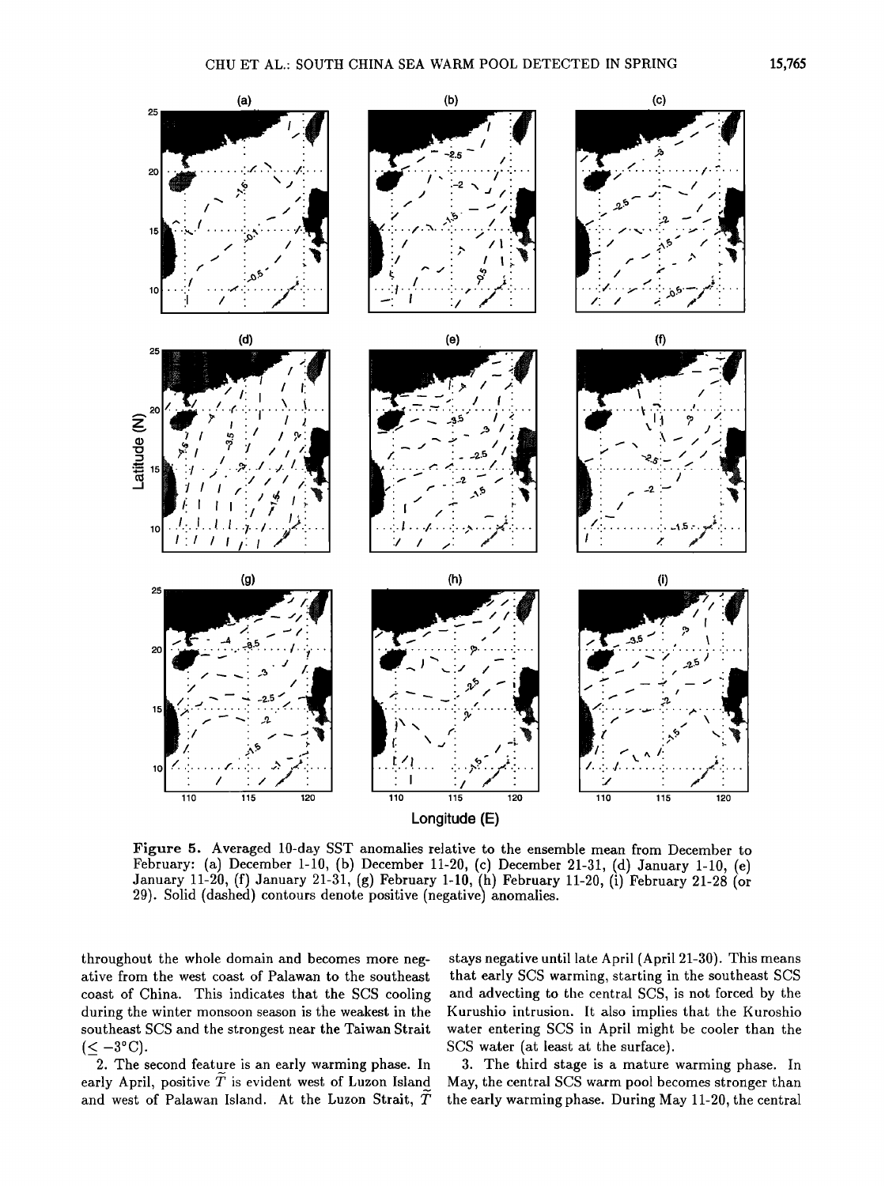Figure 5. Averaged 10-day SST anomalies relative to the ensemble mean from December to February: (a) December 1-10, (b) December 11-20, (c) December 21-31, (d) January 1-10, (e) January 11-20, (f) January 21-31, (g) February 1-10, (h) February 11-20, (i) February 21-28 (or 29). Solid (dashed) contours denote positive (negative) anomalies.

throughout the whole domain and becomes more negative from the west coast of Palawan to the southeast coast of China. This indicates that the SCS cooling during the winter monsoon season is the weakest in the southeast SCS and the strongest near the Taiwan Strait ($\leq -3°C$).

2. The second feature is an early warming phase. In early April, positive $\tilde{T}$ is evident west of Luzon Island and west of Palawan Island. At the Luzon Strait, $\tilde{T}$ stays negative until late April (April 21-30). This means that early SCS warming, starting in the southeast SCS and advecting to the central SCS, is not forced by the Kurushio intrusion. It also implies that the Kuroshio water entering SCS in April might be cooler than the SCS water (at least at the surface).

3. The third stage is a mature warming phase. In May, the central SCS warm pool becomes stronger than the early warming phase. During May 11-20, the central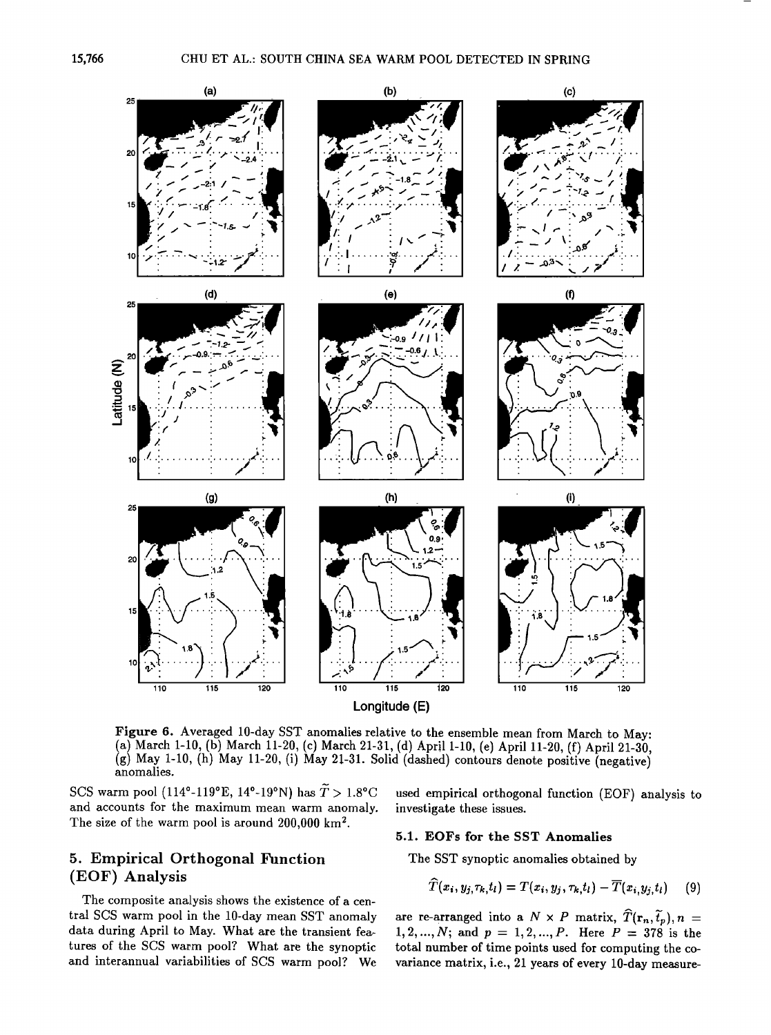Figure 6. Averaged 10-day SST anomalies relative to the ensemble mean from March to May: (a) March 1-10, (b) March 11-20, (c) March 21-31, (d) April 1-10, (e) April 11-20, (f) April 21-30, (g) May 1-10, (h) May 11-20, (i) May 21-31. Solid (dashed) contours denote positive (negative) anomalies.

SCS warm pool (114°-119°E, 14°-19°N) has $\widetilde{T} > 1.8°C$ and accounts for the maximum mean warm anomaly. The size of the warm pool is around 200,000 km$^2$.

## 5. Empirical Orthogonal Function (EOF) Analysis

The composite analysis shows the existence of a central SCS warm pool in the 10-day mean SST anomaly data during April to May. What are the transient features of the SCS warm pool? What are the synoptic and interannual variabilities of SCS warm pool? We used empirical orthogonal function (EOF) analysis to investigate these issues.

### 5.1. EOFs for the SST Anomalies

The SST synoptic anomalies obtained by

$$\widehat{T}(x_i, y_j, \tau_k, t_l) = T(x_i, y_j, \tau_k, t_l) - \overline{T}(x_i, y_j, t_l) \quad (9)$$

are re-arranged into a $N \times P$ matrix, $\widehat{T}(\mathbf{r}_n, \tilde{t}_p), n = 1, 2, ..., N$; and $p = 1, 2, ..., P$. Here $P = 378$ is the total number of time points used for computing the covariance matrix, i.e., 21 years of every 10-day measure-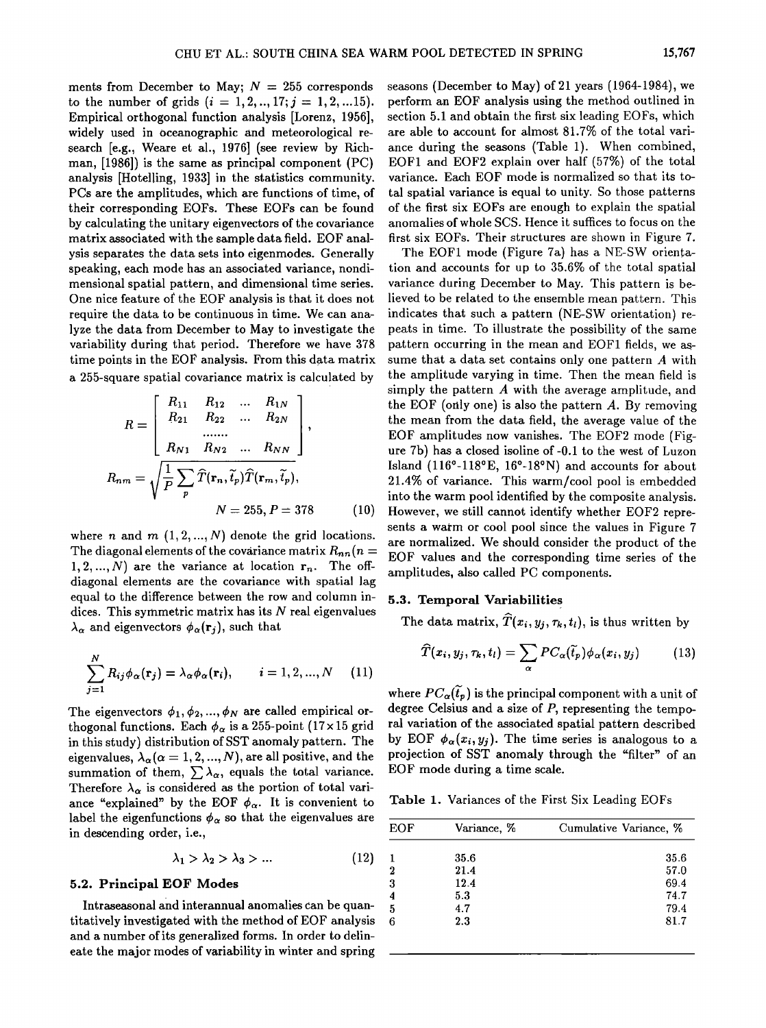ments from December to May; $N = 255$ corresponds to the number of grids ($i = 1, 2, .., 17; j = 1, 2, ...15$). Empirical orthogonal function analysis [Lorenz, 1956], widely used in oceanographic and meteorological research [e.g., Weare et al., 1976] (see review by Richman, [1986]) is the same as principal component (PC) analysis [Hotelling, 1933] in the statistics community. PCs are the amplitudes, which are functions of time, of their corresponding EOFs. These EOFs can be found by calculating the unitary eigenvectors of the covariance matrix associated with the sample data field. EOF analysis separates the data sets into eigenmodes. Generally speaking, each mode has an associated variance, nondimensional spatial pattern, and dimensional time series. One nice feature of the EOF analysis is that it does not require the data to be continuous in time. We can analyze the data from December to May to investigate the variability during that period. Therefore we have 378 time points in the EOF analysis. From this data matrix a 255-square spatial covariance matrix is calculated by

$$R = \begin{bmatrix} R_{11} & R_{12} & \dots & R_{1N} \\ R_{21} & R_{22} & \dots & R_{2N} \\ & \dots\dots & & \\ R_{N1} & R_{N2} & \dots & R_{NN} \end{bmatrix},$$

$$R_{nm} = \sqrt{\frac{1}{P} \sum_p \widehat{T}(\mathbf{r}_n, \widetilde{t}_p) \widehat{T}(\mathbf{r}_m, \widetilde{t}_p)}, \qquad N = 255, P = 378 \qquad (10)$$

where $n$ and $m$ $(1, 2, ..., N)$ denote the grid locations. The diagonal elements of the covariance matrix $R_{nn}(n = 1, 2, ..., N)$ are the variance at location $\mathbf{r}_n$. The off-diagonal elements are the covariance with spatial lag equal to the difference between the row and column indices. This symmetric matrix has its $N$ real eigenvalues $\lambda_\alpha$ and eigenvectors $\phi_\alpha(\mathbf{r}_j)$, such that

$$\sum_{j=1}^{N} R_{ij} \phi_\alpha(\mathbf{r}_j) = \lambda_\alpha \phi_\alpha(\mathbf{r}_i), \qquad i = 1, 2, ..., N \qquad (11)$$

The eigenvectors $\phi_1, \phi_2, ..., \phi_N$ are called empirical orthogonal functions. Each $\phi_\alpha$ is a 255-point (17×15 grid in this study) distribution of SST anomaly pattern. The eigenvalues, $\lambda_\alpha (\alpha = 1, 2, ..., N)$, are all positive, and the summation of them, $\sum \lambda_\alpha$, equals the total variance. Therefore $\lambda_\alpha$ is considered as the portion of total variance "explained" by the EOF $\phi_\alpha$. It is convenient to label the eigenfunctions $\phi_\alpha$ so that the eigenvalues are in descending order, i.e.,

$$\lambda_1 > \lambda_2 > \lambda_3 > ... \qquad (12)$$

### 5.2. Principal EOF Modes

Intraseasonal and interannual anomalies can be quantitatively investigated with the method of EOF analysis and a number of its generalized forms. In order to delineate the major modes of variability in winter and spring seasons (December to May) of 21 years (1964-1984), we perform an EOF analysis using the method outlined in section 5.1 and obtain the first six leading EOFs, which are able to account for almost 81.7% of the total variance during the seasons (Table 1). When combined, EOF1 and EOF2 explain over half (57%) of the total variance. Each EOF mode is normalized so that its total spatial variance is equal to unity. So those patterns of the first six EOFs are enough to explain the spatial anomalies of whole SCS. Hence it suffices to focus on the first six EOFs. Their structures are shown in Figure 7.

The EOF1 mode (Figure 7a) has a NE-SW orientation and accounts for up to 35.6% of the total spatial variance during December to May. This pattern is believed to be related to the ensemble mean pattern. This indicates that such a pattern (NE-SW orientation) repeats in time. To illustrate the possibility of the same pattern occurring in the mean and EOF1 fields, we assume that a data set contains only one pattern $A$ with the amplitude varying in time. Then the mean field is simply the pattern $A$ with the average amplitude, and the EOF (only one) is also the pattern $A$. By removing the mean from the data field, the average value of the EOF amplitudes now vanishes. The EOF2 mode (Figure 7b) has a closed isoline of -0.1 to the west of Luzon Island (116°-118°E, 16°-18°N) and accounts for about 21.4% of variance. This warm/cool pool is embedded into the warm pool identified by the composite analysis. However, we still cannot identify whether EOF2 represents a warm or cool pool since the values in Figure 7 are normalized. We should consider the product of the EOF values and the corresponding time series of the amplitudes, also called PC components.

### 5.3. Temporal Variabilities

The data matrix, $\widehat{T}(x_i, y_j, \tau_k, t_l)$, is thus written by

$$\widehat{T}(x_i, y_j, \tau_k, t_l) = \sum_\alpha PC_\alpha(\widetilde{t}_p) \phi_\alpha(x_i, y_j) \qquad (13)$$

where $PC_\alpha(\widetilde{t}_p)$ is the principal component with a unit of degree Celsius and a size of $P$, representing the temporal variation of the associated spatial pattern described by EOF $\phi_\alpha(x_i, y_j)$. The time series is analogous to a projection of SST anomaly through the "filter" of an EOF mode during a time scale.

**Table 1.** Variances of the First Six Leading EOFs

| EOF | Variance, % | Cumulative Variance, % |
|---|---|---|
| 1 | 35.6 | 35.6 |
| 2 | 21.4 | 57.0 |
| 3 | 12.4 | 69.4 |
| 4 | 5.3 | 74.7 |
| 5 | 4.7 | 79.4 |
| 6 | 2.3 | 81.7 |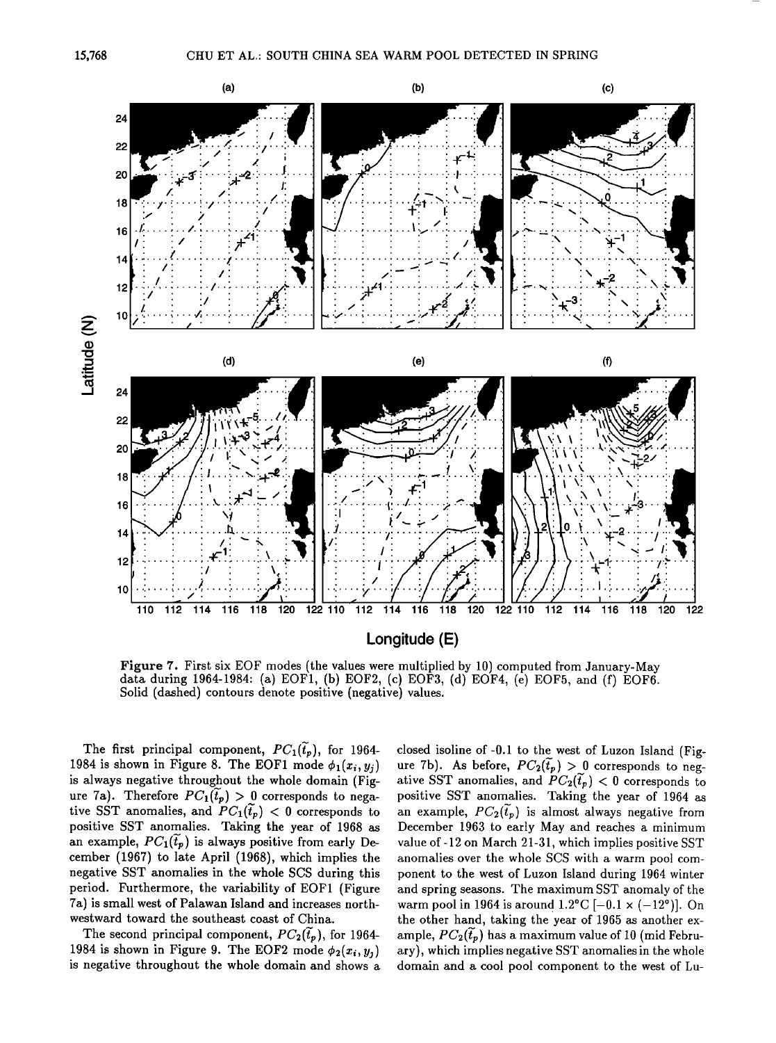Figure 7. First six EOF modes (the values were multiplied by 10) computed from January-May data during 1964-1984: (a) EOF1, (b) EOF2, (c) EOF3, (d) EOF4, (e) EOF5, and (f) EOF6. Solid (dashed) contours denote positive (negative) values.

The first principal component, $PC_1(\tilde{t}_p)$, for 1964-1984 is shown in Figure 8. The EOF1 mode $\phi_1(x_i, y_j)$ is always negative throughout the whole domain (Figure 7a). Therefore $PC_1(\tilde{t}_p) > 0$ corresponds to negative SST anomalies, and $PC_1(\tilde{t}_p) < 0$ corresponds to positive SST anomalies. Taking the year of 1968 as an example, $PC_1(\tilde{t}_p)$ is always positive from early December (1967) to late April (1968), which implies the negative SST anomalies in the whole SCS during this period. Furthermore, the variability of EOF1 (Figure 7a) is small west of Palawan Island and increases northwestward toward the southeast coast of China.

The second principal component, $PC_2(\tilde{t}_p)$, for 1964-1984 is shown in Figure 9. The EOF2 mode $\phi_2(x_i, y_j)$ is negative throughout the whole domain and shows a closed isoline of -0.1 to the west of Luzon Island (Figure 7b). As before, $PC_2(\tilde{t}_p) > 0$ corresponds to negative SST anomalies, and $PC_2(\tilde{t}_p) < 0$ corresponds to positive SST anomalies. Taking the year of 1964 as an example, $PC_2(\tilde{t}_p)$ is almost always negative from December 1963 to early May and reaches a minimum value of -12 on March 21-31, which implies positive SST anomalies over the whole SCS with a warm pool component to the west of Luzon Island during 1964 winter and spring seasons. The maximum SST anomaly of the warm pool in 1964 is around 1.2°C [$-0.1 \times (-12°)$]. On the other hand, taking the year of 1965 as another example, $PC_2(\tilde{t}_p)$ has a maximum value of 10 (mid February), which implies negative SST anomalies in the whole domain and a cool pool component to the west of Lu-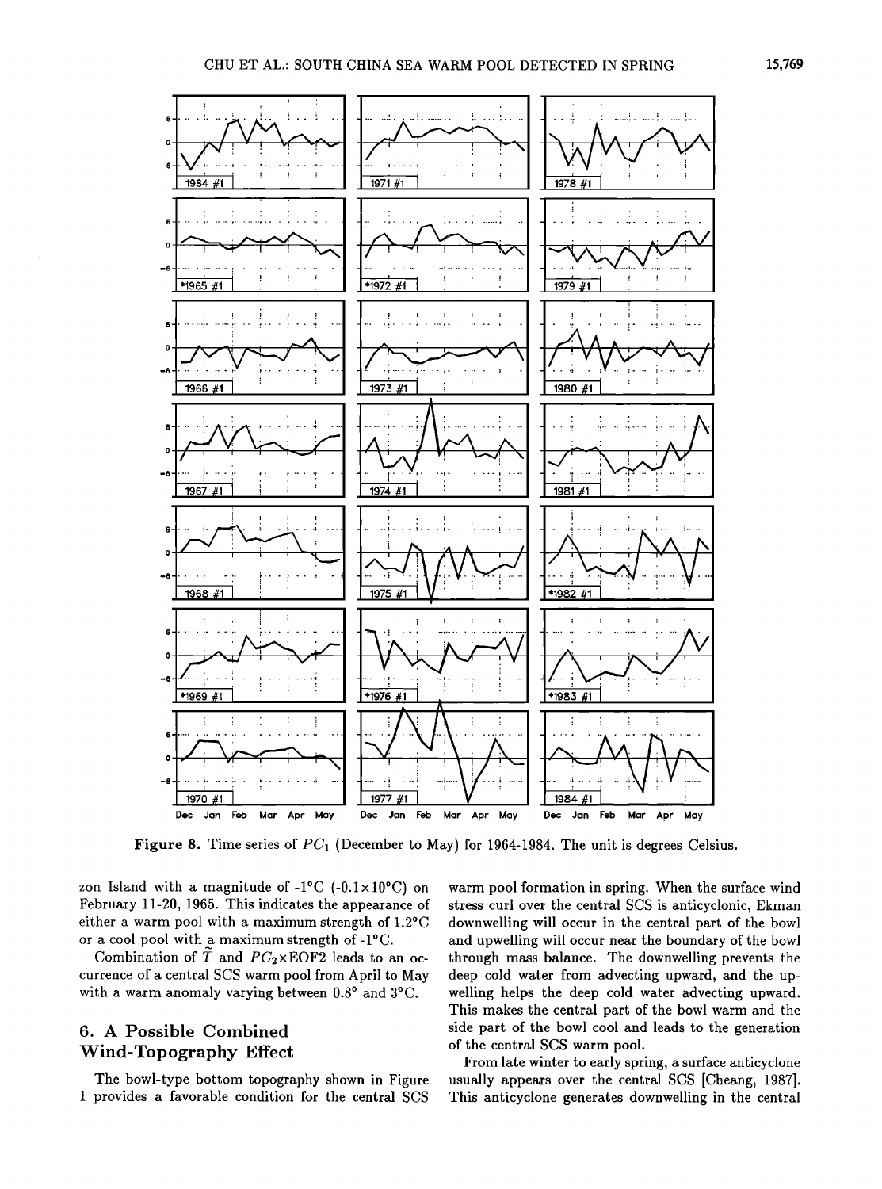Figure 8. Time series of $PC_1$ (December to May) for 1964-1984. The unit is degrees Celsius.

zon Island with a magnitude of -1°C ($-0.1\times10$°C) on February 11-20, 1965. This indicates the appearance of either a warm pool with a maximum strength of 1.2°C or a cool pool with a maximum strength of -1°C.

Combination of $\tilde{T}$ and $PC_2\times$EOF2 leads to an occurrence of a central SCS warm pool from April to May with a warm anomaly varying between 0.8° and 3°C.

## 6. A Possible Combined Wind-Topography Effect

The bowl-type bottom topography shown in Figure 1 provides a favorable condition for the central SCS warm pool formation in spring. When the surface wind stress curl over the central SCS is anticyclonic, Ekman downwelling will occur in the central part of the bowl and upwelling will occur near the boundary of the bowl through mass balance. The downwelling prevents the deep cold water from advecting upward, and the upwelling helps the deep cold water advecting upward. This makes the central part of the bowl warm and the side part of the bowl cool and leads to the generation of the central SCS warm pool.

From late winter to early spring, a surface anticyclone usually appears over the central SCS [Cheang, 1987]. This anticyclone generates downwelling in the central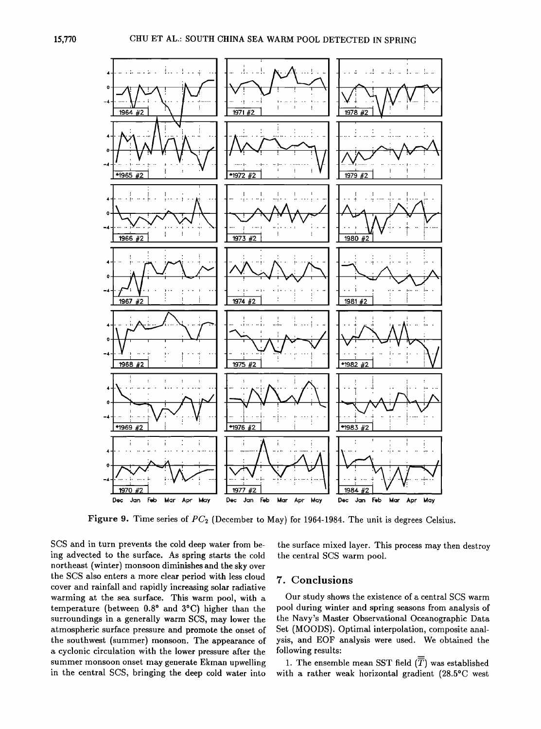Figure 9. Time series of $PC_2$ (December to May) for 1964-1984. The unit is degrees Celsius.

SCS and in turn prevents the cold deep water from being advected to the surface. As spring starts the cold northeast (winter) monsoon diminishes and the sky over the SCS also enters a more clear period with less cloud cover and rainfall and rapidly increasing solar radiative warming at the sea surface. This warm pool, with a temperature (between 0.8° and 3°C) higher than the surroundings in a generally warm SCS, may lower the atmospheric surface pressure and promote the onset of the southwest (summer) monsoon. The appearance of a cyclonic circulation with the lower pressure after the summer monsoon onset may generate Ekman upwelling in the central SCS, bringing the deep cold water into the surface mixed layer. This process may then destroy the central SCS warm pool.

## 7. Conclusions

Our study shows the existence of a central SCS warm pool during winter and spring seasons from analysis of the Navy's Master Observational Oceanographic Data Set (MOODS). Optimal interpolation, composite analysis, and EOF analysis were used. We obtained the following results:

1. The ensemble mean SST field ($\overline{\overline{T}}$) was established with a rather weak horizontal gradient (28.5°C west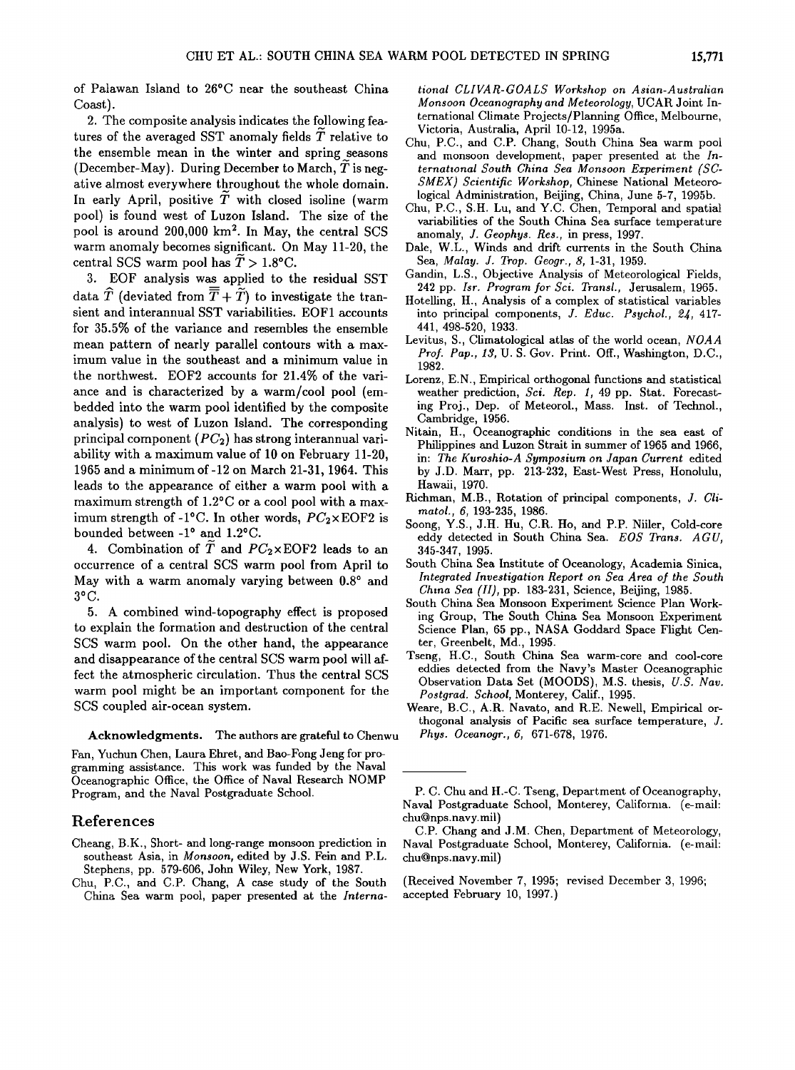of Palawan Island to 26°C near the southeast China Coast).

2. The composite analysis indicates the following features of the averaged SST anomaly fields $\widetilde{T}$ relative to the ensemble mean in the winter and spring seasons (December-May). During December to March, $\widetilde{T}$ is negative almost everywhere throughout the whole domain. In early April, positive $\widetilde{T}$ with closed isoline (warm pool) is found west of Luzon Island. The size of the pool is around 200,000 km$^2$. In May, the central SCS warm anomaly becomes significant. On May 11-20, the central SCS warm pool has $\widetilde{T} > 1.8$°C.

3. EOF analysis was applied to the residual SST data $\widehat{T}$ (deviated from $\overline{\overline{T}} + \widetilde{T}$) to investigate the transient and interannual SST variabilities. EOF1 accounts for 35.5% of the variance and resembles the ensemble mean pattern of nearly parallel contours with a maximum value in the southeast and a minimum value in the northwest. EOF2 accounts for 21.4% of the variance and is characterized by a warm/cool pool (embedded into the warm pool identified by the composite analysis) to west of Luzon Island. The corresponding principal component ($PC_2$) has strong interannual variability with a maximum value of 10 on February 11-20, 1965 and a minimum of -12 on March 21-31, 1964. This leads to the appearance of either a warm pool with a maximum strength of 1.2°C or a cool pool with a maximum strength of -1°C. In other words, $PC_2 \times$EOF2 is bounded between -1° and 1.2°C.

4. Combination of $\widetilde{T}$ and $PC_2 \times$EOF2 leads to an occurrence of a central SCS warm pool from April to May with a warm anomaly varying between 0.8° and 3°C.

5. A combined wind-topography effect is proposed to explain the formation and destruction of the central SCS warm pool. On the other hand, the appearance and disappearance of the central SCS warm pool will affect the atmospheric circulation. Thus the central SCS warm pool might be an important component for the SCS coupled air-ocean system.

**Acknowledgments.** The authors are grateful to Chenwu Fan, Yuchun Chen, Laura Ehret, and Bao-Fong Jeng for programming assistance. This work was funded by the Naval Oceanographic Office, the Office of Naval Research NOMP Program, and the Naval Postgraduate School.

## References

Cheang, B.K., Short- and long-range monsoon prediction in southeast Asia, in *Monsoon*, edited by J.S. Fein and P.L. Stephens, pp. 579-606, John Wiley, New York, 1987.

Chu, P.C., and C.P. Chang, A case study of the South China Sea warm pool, paper presented at the *International CLIVAR-GOALS Workshop on Asian-Australian Monsoon Oceanography and Meteorology*, UCAR Joint International Climate Projects/Planning Office, Melbourne, Victoria, Australia, April 10-12, 1995a.

Chu, P.C., and C.P. Chang, South China Sea warm pool and monsoon development, paper presented at the *International South China Sea Monsoon Experiment (SCSMEX) Scientific Workshop*, Chinese National Meteorological Administration, Beijing, China, June 5-7, 1995b.

Chu, P.C., S.H. Lu, and Y.C. Chen, Temporal and spatial variabilities of the South China Sea surface temperature anomaly, *J. Geophys. Res.*, in press, 1997.

Dale, W.L., Winds and drift currents in the South China Sea, *Malay. J. Trop. Geogr.*, *8*, 1-31, 1959.

Gandin, L.S., Objective Analysis of Meteorological Fields, 242 pp. *Isr. Program for Sci. Transl.*, Jerusalem, 1965.

Hotelling, H., Analysis of a complex of statistical variables into principal components, *J. Educ. Psychol.*, *24*, 417-441, 498-520, 1933.

Levitus, S., Climatological atlas of the world ocean, *NOAA Prof. Pap.*, *13*, U. S. Gov. Print. Off., Washington, D.C., 1982.

Lorenz, E.N., Empirical orthogonal functions and statistical weather prediction, *Sci. Rep. 1*, 49 pp. Stat. Forecasting Proj., Dep. of Meteorol., Mass. Inst. of Technol., Cambridge, 1956.

Nitain, H., Oceanographic conditions in the sea east of Philippines and Luzon Strait in summer of 1965 and 1966, in: *The Kuroshio-A Symposium on Japan Current* edited by J.D. Marr, pp. 213-232, East-West Press, Honolulu, Hawaii, 1970.

Richman, M.B., Rotation of principal components, *J. Climatol.*, *6*, 193-235, 1986.

Soong, Y.S., J.H. Hu, C.R. Ho, and P.P. Niiler, Cold-core eddy detected in South China Sea. *EOS Trans. AGU*, 345-347, 1995.

South China Sea Institute of Oceanology, Academia Sinica, *Integrated Investigation Report on Sea Area of the South China Sea (II)*, pp. 183-231, Science, Beijing, 1985.

South China Sea Monsoon Experiment Science Plan Working Group, The South China Sea Monsoon Experiment Science Plan, 65 pp., NASA Goddard Space Flight Center, Greenbelt, Md., 1995.

Tseng, H.C., South China Sea warm-core and cool-core eddies detected from the Navy's Master Oceanographic Observation Data Set (MOODS), M.S. thesis, *U.S. Nav. Postgrad. School*, Monterey, Calif., 1995.

Weare, B.C., A.R. Navato, and R.E. Newell, Empirical orthogonal analysis of Pacific sea surface temperature, *J. Phys. Oceanogr.*, *6*, 671-678, 1976.

---

P. C. Chu and H.-C. Tseng, Department of Oceanography, Naval Postgraduate School, Monterey, California. (e-mail: chu@nps.navy.mil)

C.P. Chang and J.M. Chen, Department of Meteorology, Naval Postgraduate School, Monterey, California. (e-mail: chu@nps.navy.mil)

(Received November 7, 1995; revised December 3, 1996; accepted February 10, 1997.)